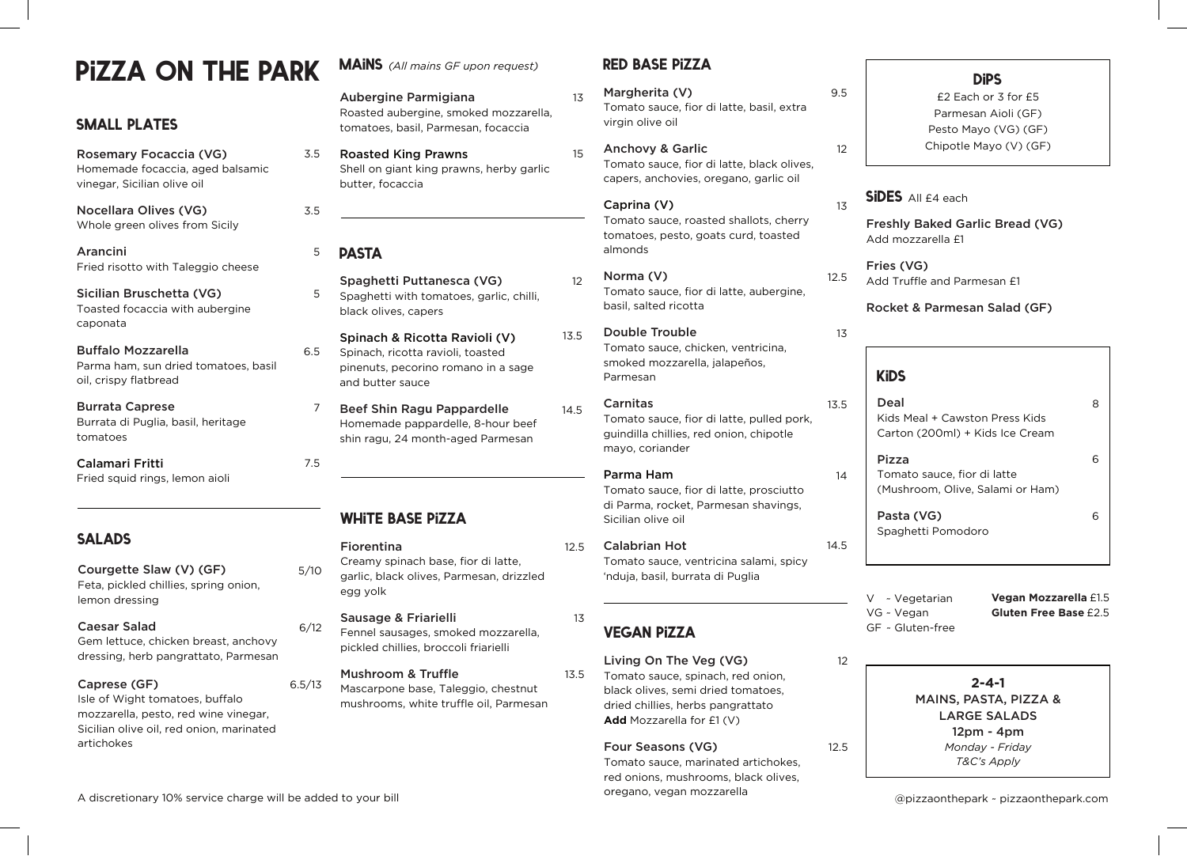# PiZZA ON THE PARK

## SMALL PLATES

**Rosemary Focaccia (VG)** 3.5
Homemade focaccia, aged balsamic vinegar, Sicilian olive oil

**Nocellara Olives (VG)** 3.5
Whole green olives from Sicily

**Arancini** 5
Fried risotto with Taleggio cheese

**Sicilian Bruschetta (VG)** 5
Toasted focaccia with aubergine caponata

**Buffalo Mozzarella** 6.5
Parma ham, sun dried tomatoes, basil oil, crispy flatbread

**Burrata Caprese** 7
Burrata di Puglia, basil, heritage tomatoes

**Calamari Fritti** 7.5
Fried squid rings, lemon aioli

## SALADS

**Courgette Slaw (V) (GF)** 5/10
Feta, pickled chillies, spring onion, lemon dressing

**Caesar Salad** 6/12
Gem lettuce, chicken breast, anchovy dressing, herb pangrattato, Parmesan

**Caprese (GF)** 6.5/13
Isle of Wight tomatoes, buffalo mozzarella, pesto, red wine vinegar, Sicilian olive oil, red onion, marinated artichokes

A discretionary 10% service charge will be added to your bill

## MAiNS *(All mains GF upon request)*

**Aubergine Parmigiana** 13
Roasted aubergine, smoked mozzarella, tomatoes, basil, Parmesan, focaccia

**Roasted King Prawns** 15
Shell on giant king prawns, herby garlic butter, focaccia

## PASTA

**Spaghetti Puttanesca (VG)** 12
Spaghetti with tomatoes, garlic, chilli, black olives, capers

**Spinach & Ricotta Ravioli (V)** 13.5
Spinach, ricotta ravioli, toasted pinenuts, pecorino romano in a sage and butter sauce

**Beef Shin Ragu Pappardelle** 14.5
Homemade pappardelle, 8-hour beef shin ragu, 24 month-aged Parmesan

## WHiTE BASE PiZZA

**Fiorentina** 12.5
Creamy spinach base, fior di latte, garlic, black olives, Parmesan, drizzled egg yolk

**Sausage & Friarielli** 13
Fennel sausages, smoked mozzarella, pickled chillies, broccoli friarielli

**Mushroom & Truffle** 13.5
Mascarpone base, Taleggio, chestnut mushrooms, white truffle oil, Parmesan

## RED BASE PiZZA

**Margherita (V)** 9.5
Tomato sauce, fior di latte, basil, extra virgin olive oil

**Anchovy & Garlic** 12
Tomato sauce, fior di latte, black olives, capers, anchovies, oregano, garlic oil

**Caprina (V)** 13
Tomato sauce, roasted shallots, cherry tomatoes, pesto, goats curd, toasted almonds

**Norma (V)** 12.5
Tomato sauce, fior di latte, aubergine, basil, salted ricotta

**Double Trouble** 13
Tomato sauce, chicken, ventricina, smoked mozzarella, jalapeños, Parmesan

**Carnitas** 13.5
Tomato sauce, fior di latte, pulled pork, guindilla chillies, red onion, chipotle mayo, coriander

**Parma Ham** 14
Tomato sauce, fior di latte, prosciutto di Parma, rocket, Parmesan shavings, Sicilian olive oil

**Calabrian Hot** 14.5
Tomato sauce, ventricina salami, spicy 'nduja, basil, burrata di Puglia

## VEGAN PiZZA

**Living On The Veg (VG)** 12
Tomato sauce, spinach, red onion, black olives, semi dried tomatoes, dried chillies, herbs pangrattato
**Add** Mozzarella for £1 (V)

**Four Seasons (VG)** 12.5
Tomato sauce, marinated artichokes, red onions, mushrooms, black olives, oregano, vegan mozzarella

## DiPS

£2 Each or 3 for £5

Parmesan Aioli (GF)
Pesto Mayo (VG) (GF)
Chipotle Mayo (V) (GF)

## SiDES All £4 each

**Freshly Baked Garlic Bread (VG)**
Add mozzarella £1

**Fries (VG)**
Add Truffle and Parmesan £1

**Rocket & Parmesan Salad (GF)**

## KiDS

**Deal** 8
Kids Meal + Cawston Press Kids Carton (200ml) + Kids Ice Cream

**Pizza** 6
Tomato sauce, fior di latte (Mushroom, Olive, Salami or Ham)

**Pasta (VG)** 6
Spaghetti Pomodoro

V ~ Vegetarian
VG ~ Vegan
GF ~ Gluten-free

**Vegan Mozzarella** £1.5
**Gluten Free Base** £2.5

**2-4-1**
MAINS, PASTA, PIZZA & LARGE SALADS
12pm - 4pm
*Monday - Friday*
*T&C's Apply*

@pizzaonthepark ~ pizzaonthepark.com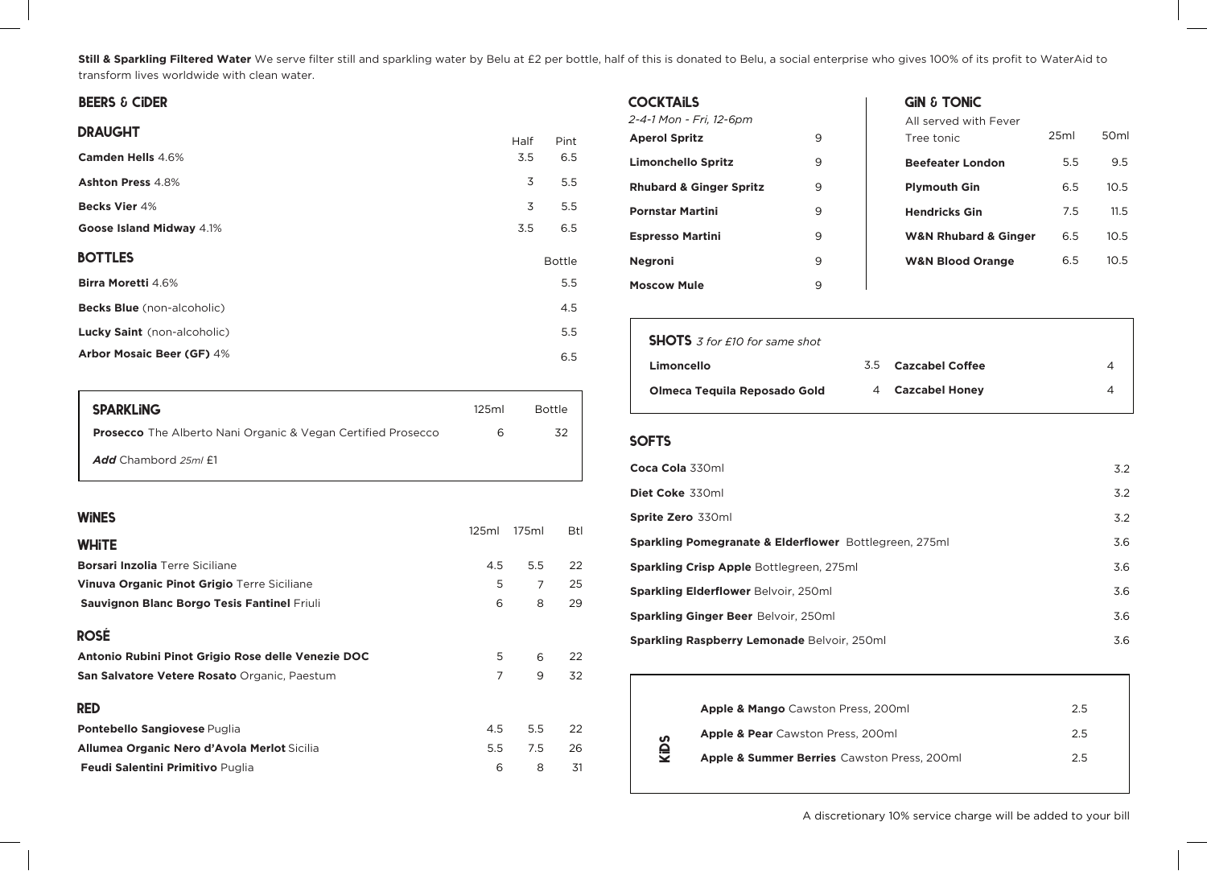**Still & Sparkling Filtered Water** We serve filter still and sparkling water by Belu at £2 per bottle, half of this is donated to Belu, a social enterprise who gives 100% of its profit to WaterAid to transform lives worldwide with clean water.

## BEERS & CiDER

### DRAUGHT

| | Half | Pint |
|---|---|---|
| **Camden Hells** 4.6% | 3.5 | 6.5 |
| **Ashton Press** 4.8% | 3 | 5.5 |
| **Becks Vier** 4% | 3 | 5.5 |
| **Goose Island Midway** 4.1% | 3.5 | 6.5 |

### BOTTLES

| | Bottle |
|---|---|
| **Birra Moretti** 4.6% | 5.5 |
| **Becks Blue** (non-alcoholic) | 4.5 |
| **Lucky Saint** (non-alcoholic) | 5.5 |
| **Arbor Mosaic Beer (GF)** 4% | 6.5 |

## SPARKLiNG

| | 125ml | Bottle |
|---|---|---|
| **Prosecco** The Alberto Nani Organic & Vegan Certified Prosecco | 6 | 32 |

***Add*** Chambord *25ml* £1

## WiNES

### WHiTE

| | 125ml | 175ml | Btl |
|---|---|---|---|
| **Borsari Inzolia** Terre Siciliane | 4.5 | 5.5 | 22 |
| **Vinuva Organic Pinot Grigio** Terre Siciliane | 5 | 7 | 25 |
| **Sauvignon Blanc Borgo Tesis Fantinel** Friuli | 6 | 8 | 29 |

### ROSÉ

| | 125ml | 175ml | Btl |
|---|---|---|---|
| **Antonio Rubini Pinot Grigio Rose delle Venezie DOC** | 5 | 6 | 22 |
| **San Salvatore Vetere Rosato** Organic, Paestum | 7 | 9 | 32 |

### RED

| | 125ml | 175ml | Btl |
|---|---|---|---|
| **Pontebello Sangiovese** Puglia | 4.5 | 5.5 | 22 |
| **Allumea Organic Nero d'Avola Merlot** Sicilia | 5.5 | 7.5 | 26 |
| **Feudi Salentini Primitivo** Puglia | 6 | 8 | 31 |

## COCKTAiLS

*2-4-1 Mon - Fri, 12-6pm*

| | |
|---|---|
| **Aperol Spritz** | 9 |
| **Limonchello Spritz** | 9 |
| **Rhubard & Ginger Spritz** | 9 |
| **Pornstar Martini** | 9 |
| **Espresso Martini** | 9 |
| **Negroni** | 9 |
| **Moscow Mule** | 9 |

## GiN & TONiC

All served with Fever Tree tonic

| | 25ml | 50ml |
|---|---|---|
| **Beefeater London** | 5.5 | 9.5 |
| **Plymouth Gin** | 6.5 | 10.5 |
| **Hendricks Gin** | 7.5 | 11.5 |
| **W&N Rhubard & Ginger** | 6.5 | 10.5 |
| **W&N Blood Orange** | 6.5 | 10.5 |

## SHOTS *3 for £10 for same shot*

| | |
|---|---|
| **Limoncello** | 3.5 |
| **Olmeca Tequila Reposado Gold** | 4 |
| **Cazcabel Coffee** | 4 |
| **Cazcabel Honey** | 4 |

## SOFTS

| | |
|---|---|
| **Coca Cola** 330ml | 3.2 |
| **Diet Coke** 330ml | 3.2 |
| **Sprite Zero** 330ml | 3.2 |
| **Sparkling Pomegranate & Elderflower** Bottlegreen, 275ml | 3.6 |
| **Sparkling Crisp Apple** Bottlegreen, 275ml | 3.6 |
| **Sparkling Elderflower** Belvoir, 250ml | 3.6 |
| **Sparkling Ginger Beer** Belvoir, 250ml | 3.6 |
| **Sparkling Raspberry Lemonade** Belvoir, 250ml | 3.6 |

## KiDS

| | |
|---|---|
| **Apple & Mango** Cawston Press, 200ml | 2.5 |
| **Apple & Pear** Cawston Press, 200ml | 2.5 |
| **Apple & Summer Berries** Cawston Press, 200ml | 2.5 |

A discretionary 10% service charge will be added to your bill